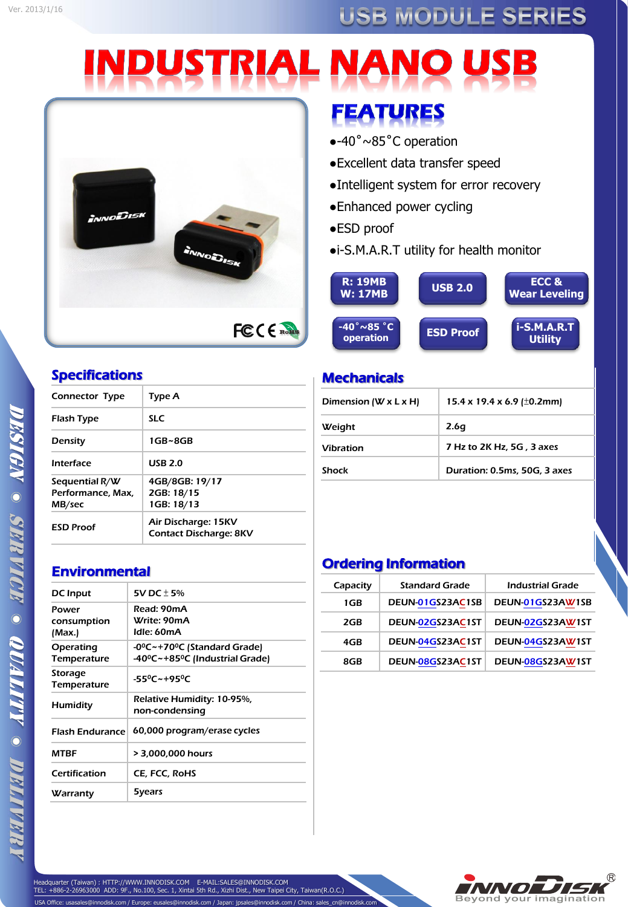# INDUSTRIAL NANO USB

## FEATURES

- -40˚~85˚C operation
- Excellent data transfer speed
- Intelligent system for error recovery
- Enhanced power cycling
- ESD proof
- i-S.M.A.R.T utility for health monitor

R: 19MB W: 17MB | USB 2.0 | ECC & Wear Leveling | -40˚~85˚C operation | ESD Proof | i-S.M.A.R.T Utility

## Specifications

| Connector Type | Type A |
|---|---|
| Flash Type | SLC |
| Density | 1GB~8GB |
| Interface | USB 2.0 |
| Sequential R/W Performance, Max, MB/sec | 4GB/8GB: 19/17<br>2GB: 18/15<br>1GB: 18/13 |
| ESD Proof | Air Discharge: 15KV<br>Contact Discharge: 8KV |

## Environmental

| DC Input | 5V DC ± 5% |
|---|---|
| Power consumption (Max.) | Read: 90mA<br>Write: 90mA<br>Idle: 60mA |
| Operating Temperature | -0⁰C~+70⁰C (Standard Grade)<br>-40⁰C~+85⁰C (Industrial Grade) |
| Storage Temperature | -55⁰C~+95⁰C |
| Humidity | Relative Humidity: 10-95%, non-condensing |
| Flash Endurance | 60,000 program/erase cycles |
| MTBF | > 3,000,000 hours |
| Certification | CE, FCC, RoHS |
| Warranty | 5years |

## Mechanicals

| Dimension (W x L x H) | 15.4 x 19.4 x 6.9 (±0.2mm) |
|---|---|
| Weight | 2.6g |
| Vibration | 7 Hz to 2K Hz, 5G , 3 axes |
| Shock | Duration: 0.5ms, 50G, 3 axes |

## Ordering Information

| Capacity | Standard Grade | Industrial Grade |
|---|---|---|
| 1GB | DEUN-01GS23AC1SB | DEUN-01GS23AW1SB |
| 2GB | DEUN-02GS23AC1ST | DEUN-02GS23AW1ST |
| 4GB | DEUN-04GS23AC1ST | DEUN-04GS23AW1ST |
| 8GB | DEUN-08GS23AC1ST | DEUN-08GS23AW1ST |

Headquarter (Taiwan) : HTTP://WWW.INNODISK.COM E-MAIL:SALES@INNODISK.COM
TEL: +886-2-26963000 ADD: 9F., No.100, Sec. 1, Xintai 5th Rd., Xizhi Dist., New Taipei City, Taiwan(R.O.C.)
USA Office: usasales@innodisk.com / Europe: eusales@innodisk.com / Japan: jpsales@innodisk.com / China: sales_cn@innodisk.com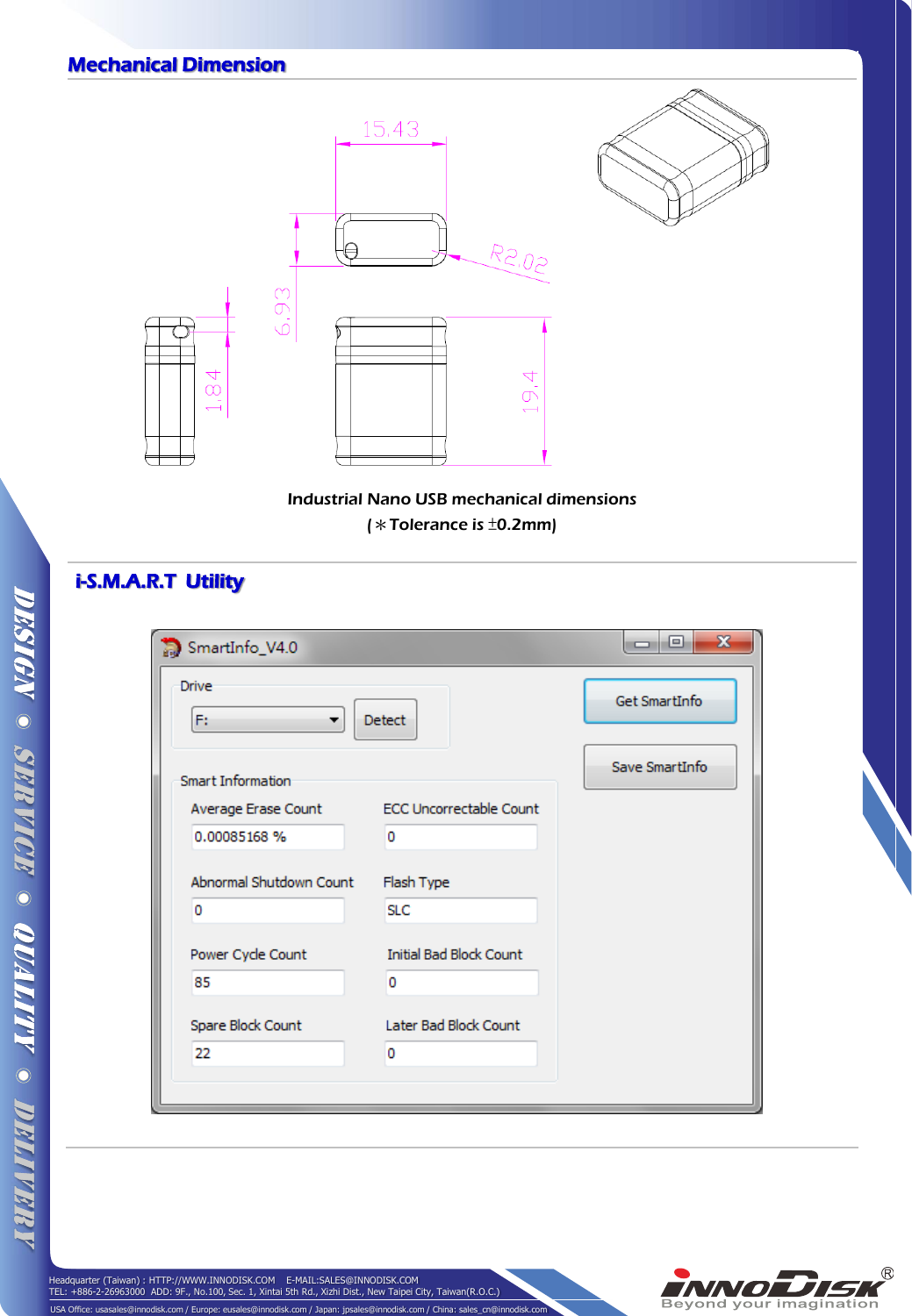## Mechanical Dimension

15.43

6.93

R2.02

1.84

19.4

Industrial Nano USB mechanical dimensions

(＊Tolerance is ±0.2mm)

## i-S.M.A.R.T Utility

SmartInfo_V4.0

Drive

F:

Detect

Get SmartInfo

Save SmartInfo

Smart Information

| | |
|---|---|
| Average Erase Count: 0.00085168 % | ECC Uncorrectable Count: 0 |
| Abnormal Shutdown Count: 0 | Flash Type: SLC |
| Power Cycle Count: 85 | Initial Bad Block Count: 0 |
| Spare Block Count: 22 | Later Bad Block Count: 0 |

Headquarter (Taiwan) : HTTP://WWW.INNODISK.COM E-MAIL:SALES@INNODISK.COM
TEL: +886-2-26963000 ADD: 9F., No.100, Sec. 1, Xintai 5th Rd., Xizhi Dist., New Taipei City, Taiwan(R.O.C.)
USA Office: usasales@innodisk.com / Europe: eusales@innodisk.com / Japan: jpsales@innodisk.com / China: sales_cn@innodisk.com